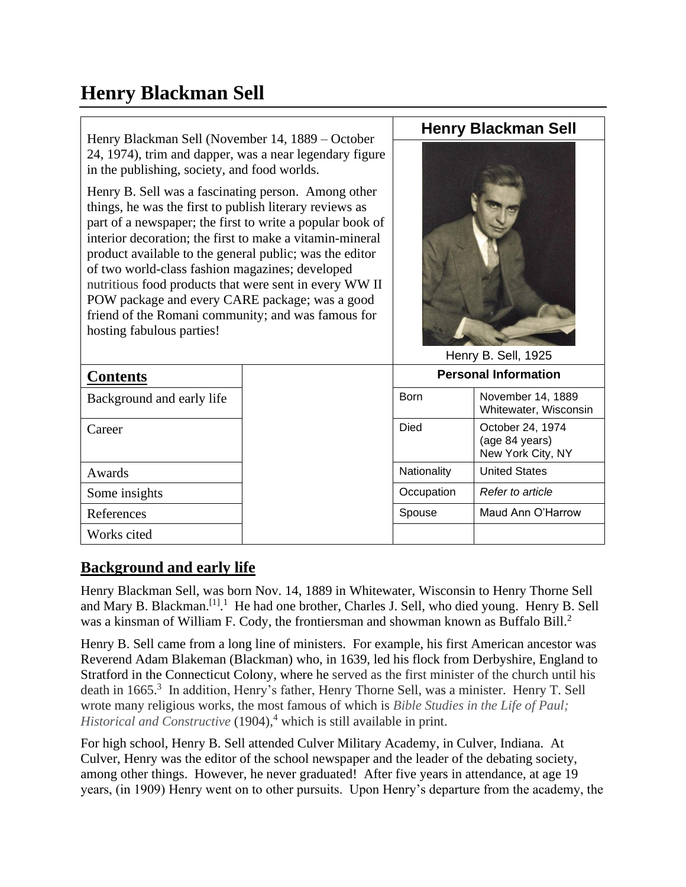# Henry Blackman Sell

Henry Blackman Sell (November 14, 1889 – October 24, 1974), trim and dapper, was a near legendary figure in the publishing, society, and food worlds.

Henry B. Sell was a fascinating person. Among other things, he was the first to publish literary reviews as part of a newspaper; the first to write a popular book of interior decoration; the first to make a vitamin-mineral product available to the general public; was the editor of two world-class fashion magazines; developed nutritious food products that were sent in every WW II POW package and every CARE package; was a good friend of the Romani community; and was famous for hosting fabulous parties!

**Henry Blackman Sell**

Henry B. Sell, 1925

| Personal Information | |
|---|---|
| Born | November 14, 1889 Whitewater, Wisconsin |
| Died | October 24, 1974 (age 84 years) New York City, NY |
| Nationality | United States |
| Occupation | *Refer to article* |
| Spouse | Maud Ann O'Harrow |

| Contents |
|---|
| Background and early life |
| Career |
| Awards |
| Some insights |
| References |
| Works cited |

## Background and early life

Henry Blackman Sell, was born Nov. 14, 1889 in Whitewater, Wisconsin to Henry Thorne Sell and Mary B. Blackman.[1].[1] He had one brother, Charles J. Sell, who died young. Henry B. Sell was a kinsman of William F. Cody, the frontiersman and showman known as Buffalo Bill.[2]

Henry B. Sell came from a long line of ministers. For example, his first American ancestor was Reverend Adam Blakeman (Blackman) who, in 1639, led his flock from Derbyshire, England to Stratford in the Connecticut Colony, where he served as the first minister of the church until his death in 1665.[3] In addition, Henry's father, Henry Thorne Sell, was a minister. Henry T. Sell wrote many religious works, the most famous of which is *Bible Studies in the Life of Paul; Historical and Constructive* (1904),[4] which is still available in print.

For high school, Henry B. Sell attended Culver Military Academy, in Culver, Indiana. At Culver, Henry was the editor of the school newspaper and the leader of the debating society, among other things. However, he never graduated! After five years in attendance, at age 19 years, (in 1909) Henry went on to other pursuits. Upon Henry's departure from the academy, the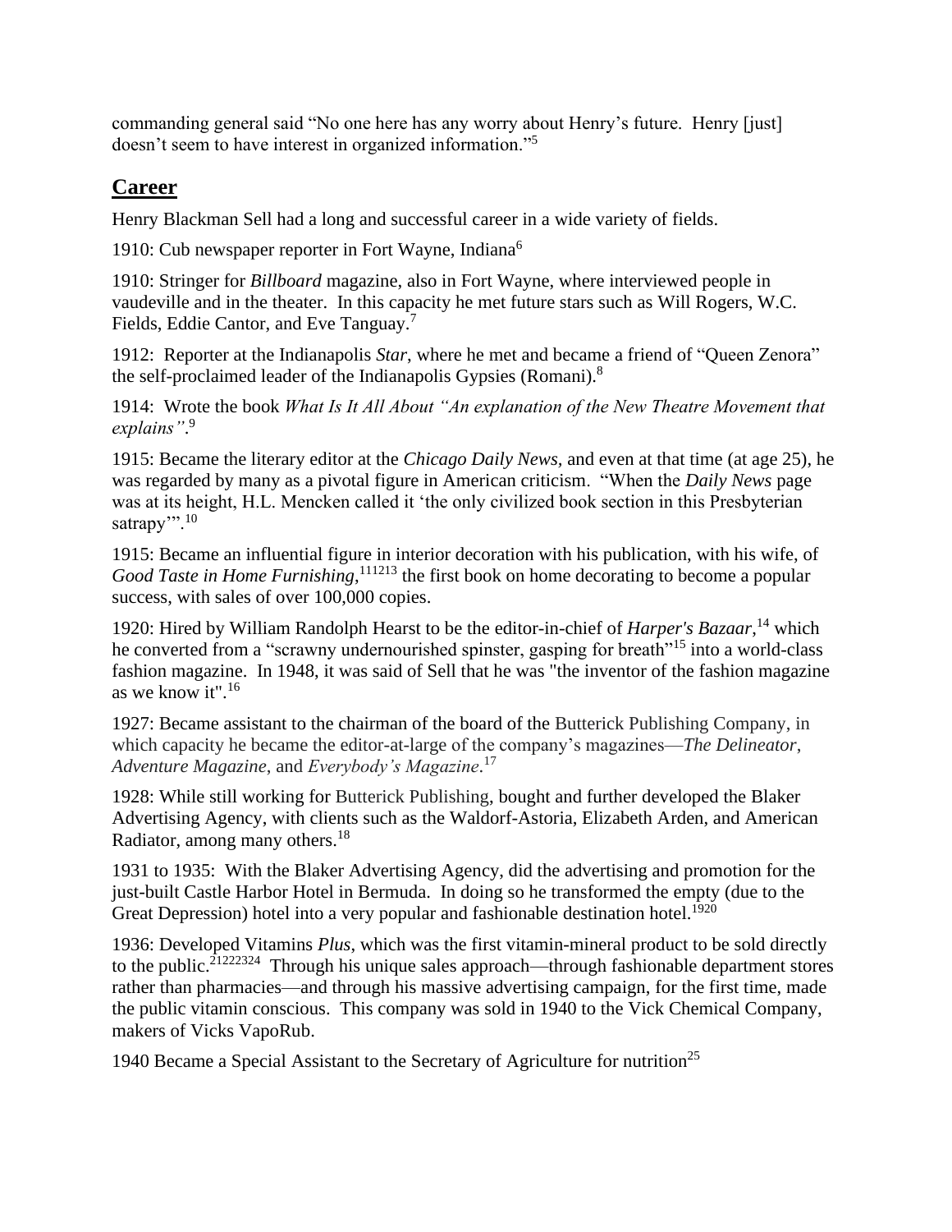commanding general said "No one here has any worry about Henry's future. Henry [just] doesn't seem to have interest in organized information."[5]

## Career

Henry Blackman Sell had a long and successful career in a wide variety of fields.

1910: Cub newspaper reporter in Fort Wayne, Indiana[6]

1910: Stringer for *Billboard* magazine, also in Fort Wayne, where interviewed people in vaudeville and in the theater. In this capacity he met future stars such as Will Rogers, W.C. Fields, Eddie Cantor, and Eve Tanguay.[7]

1912: Reporter at the Indianapolis *Star*, where he met and became a friend of "Queen Zenora" the self-proclaimed leader of the Indianapolis Gypsies (Romani).[8]

1914: Wrote the book *What Is It All About "An explanation of the New Theatre Movement that explains"*.[9]

1915: Became the literary editor at the *Chicago Daily News*, and even at that time (at age 25), he was regarded by many as a pivotal figure in American criticism. "When the *Daily News* page was at its height, H.L. Mencken called it 'the only civilized book section in this Presbyterian satrapy'".[10]

1915: Became an influential figure in interior decoration with his publication, with his wife, of *Good Taste in Home Furnishing*,[11,12,13] the first book on home decorating to become a popular success, with sales of over 100,000 copies.

1920: Hired by William Randolph Hearst to be the editor-in-chief of *Harper's Bazaar*,[14] which he converted from a "scrawny undernourished spinster, gasping for breath"[15] into a world-class fashion magazine. In 1948, it was said of Sell that he was "the inventor of the fashion magazine as we know it".[16]

1927: Became assistant to the chairman of the board of the Butterick Publishing Company, in which capacity he became the editor-at-large of the company's magazines—*The Delineator*, *Adventure Magazine*, and *Everybody's Magazine*.[17]

1928: While still working for Butterick Publishing, bought and further developed the Blaker Advertising Agency, with clients such as the Waldorf-Astoria, Elizabeth Arden, and American Radiator, among many others.[18]

1931 to 1935: With the Blaker Advertising Agency, did the advertising and promotion for the just-built Castle Harbor Hotel in Bermuda. In doing so he transformed the empty (due to the Great Depression) hotel into a very popular and fashionable destination hotel.[19,20]

1936: Developed Vitamins *Plus*, which was the first vitamin-mineral product to be sold directly to the public.[21,22,23,24] Through his unique sales approach—through fashionable department stores rather than pharmacies—and through his massive advertising campaign, for the first time, made the public vitamin conscious. This company was sold in 1940 to the Vick Chemical Company, makers of Vicks VapoRub.

1940 Became a Special Assistant to the Secretary of Agriculture for nutrition[25]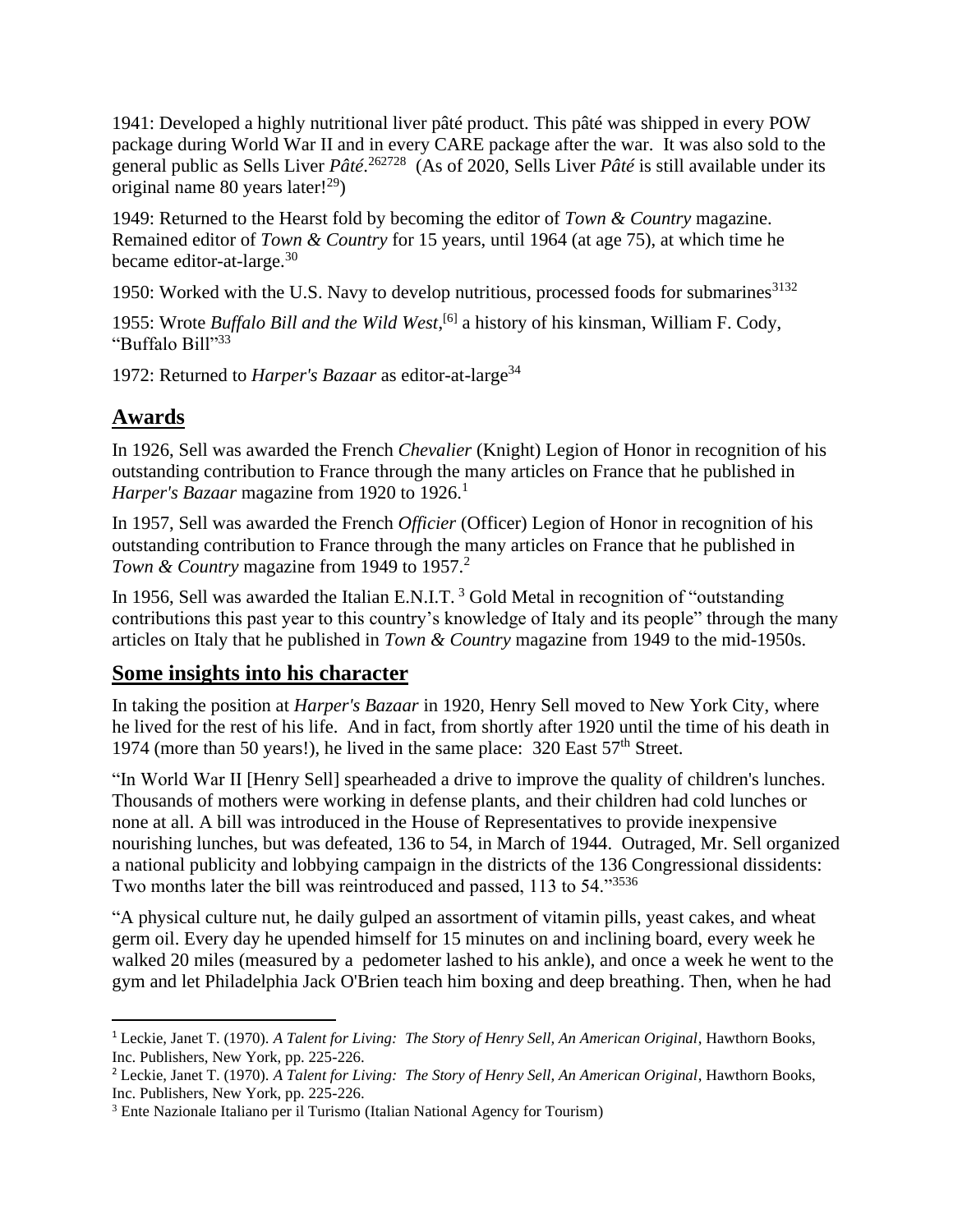1941: Developed a highly nutritional liver pâté product. This pâté was shipped in every POW package during World War II and in every CARE package after the war. It was also sold to the general public as Sells Liver *Pâté*.[26][27][28] (As of 2020, Sells Liver *Pâté* is still available under its original name 80 years later![29])

1949: Returned to the Hearst fold by becoming the editor of *Town & Country* magazine. Remained editor of *Town & Country* for 15 years, until 1964 (at age 75), at which time he became editor-at-large.[30]

1950: Worked with the U.S. Navy to develop nutritious, processed foods for submarines[31][32]

1955: Wrote *Buffalo Bill and the Wild West*,[6] a history of his kinsman, William F. Cody, "Buffalo Bill"[33]

1972: Returned to *Harper's Bazaar* as editor-at-large[34]

## Awards

In 1926, Sell was awarded the French *Chevalier* (Knight) Legion of Honor in recognition of his outstanding contribution to France through the many articles on France that he published in *Harper's Bazaar* magazine from 1920 to 1926.[1]

In 1957, Sell was awarded the French *Officier* (Officer) Legion of Honor in recognition of his outstanding contribution to France through the many articles on France that he published in *Town & Country* magazine from 1949 to 1957.[2]

In 1956, Sell was awarded the Italian E.N.I.T. [3] Gold Metal in recognition of "outstanding contributions this past year to this country's knowledge of Italy and its people" through the many articles on Italy that he published in *Town & Country* magazine from 1949 to the mid-1950s.

## Some insights into his character

In taking the position at *Harper's Bazaar* in 1920, Henry Sell moved to New York City, where he lived for the rest of his life. And in fact, from shortly after 1920 until the time of his death in 1974 (more than 50 years!), he lived in the same place: 320 East 57th Street.

"In World War II [Henry Sell] spearheaded a drive to improve the quality of children's lunches. Thousands of mothers were working in defense plants, and their children had cold lunches or none at all. A bill was introduced in the House of Representatives to provide inexpensive nourishing lunches, but was defeated, 136 to 54, in March of 1944. Outraged, Mr. Sell organized a national publicity and lobbying campaign in the districts of the 136 Congressional dissidents: Two months later the bill was reintroduced and passed, 113 to 54."[35][36]

"A physical culture nut, he daily gulped an assortment of vitamin pills, yeast cakes, and wheat germ oil. Every day he upended himself for 15 minutes on and inclining board, every week he walked 20 miles (measured by a pedometer lashed to his ankle), and once a week he went to the gym and let Philadelphia Jack O'Brien teach him boxing and deep breathing. Then, when he had

---

[1] Leckie, Janet T. (1970). *A Talent for Living: The Story of Henry Sell, An American Original*, Hawthorn Books, Inc. Publishers, New York, pp. 225-226.

[2] Leckie, Janet T. (1970). *A Talent for Living: The Story of Henry Sell, An American Original*, Hawthorn Books, Inc. Publishers, New York, pp. 225-226.

[3] Ente Nazionale Italiano per il Turismo (Italian National Agency for Tourism)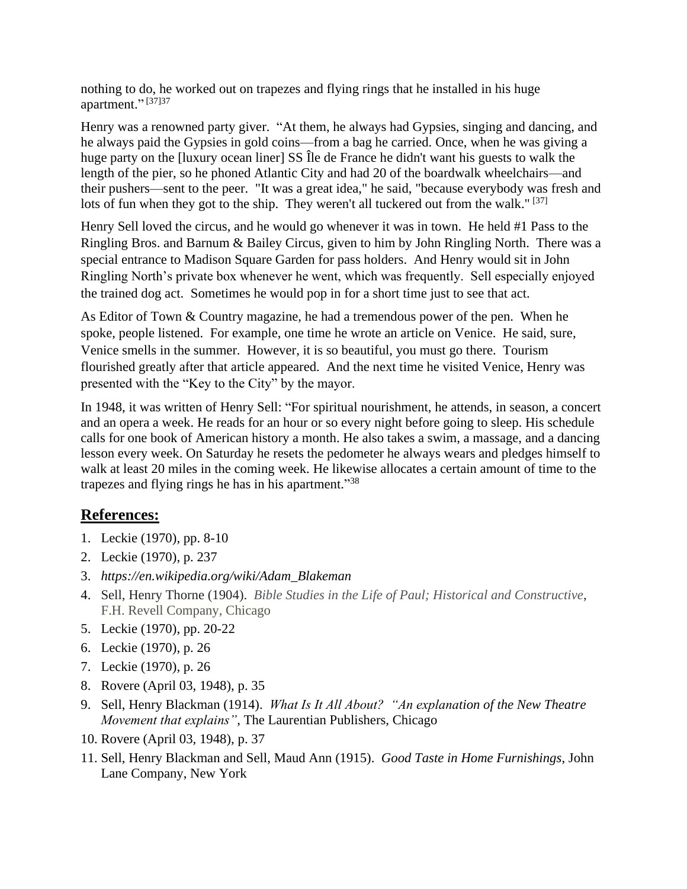nothing to do, he worked out on trapezes and flying rings that he installed in his huge apartment." [37]37

Henry was a renowned party giver. "At them, he always had Gypsies, singing and dancing, and he always paid the Gypsies in gold coins—from a bag he carried. Once, when he was giving a huge party on the [luxury ocean liner] SS Île de France he didn't want his guests to walk the length of the pier, so he phoned Atlantic City and had 20 of the boardwalk wheelchairs—and their pushers—sent to the peer. "It was a great idea," he said, "because everybody was fresh and lots of fun when they got to the ship. They weren't all tuckered out from the walk." [37]

Henry Sell loved the circus, and he would go whenever it was in town. He held #1 Pass to the Ringling Bros. and Barnum & Bailey Circus, given to him by John Ringling North. There was a special entrance to Madison Square Garden for pass holders. And Henry would sit in John Ringling North's private box whenever he went, which was frequently. Sell especially enjoyed the trained dog act. Sometimes he would pop in for a short time just to see that act.

As Editor of Town & Country magazine, he had a tremendous power of the pen. When he spoke, people listened. For example, one time he wrote an article on Venice. He said, sure, Venice smells in the summer. However, it is so beautiful, you must go there. Tourism flourished greatly after that article appeared. And the next time he visited Venice, Henry was presented with the "Key to the City" by the mayor.

In 1948, it was written of Henry Sell: "For spiritual nourishment, he attends, in season, a concert and an opera a week. He reads for an hour or so every night before going to sleep. His schedule calls for one book of American history a month. He also takes a swim, a massage, and a dancing lesson every week. On Saturday he resets the pedometer he always wears and pledges himself to walk at least 20 miles in the coming week. He likewise allocates a certain amount of time to the trapezes and flying rings he has in his apartment."[38]

## References:

1. Leckie (1970), pp. 8-10
2. Leckie (1970), p. 237
3. *https://en.wikipedia.org/wiki/Adam_Blakeman*
4. Sell, Henry Thorne (1904). *Bible Studies in the Life of Paul; Historical and Constructive*, F.H. Revell Company, Chicago
5. Leckie (1970), pp. 20-22
6. Leckie (1970), p. 26
7. Leckie (1970), p. 26
8. Rovere (April 03, 1948), p. 35
9. Sell, Henry Blackman (1914). *What Is It All About? "An explanation of the New Theatre Movement that explains"*, The Laurentian Publishers, Chicago
10. Rovere (April 03, 1948), p. 37
11. Sell, Henry Blackman and Sell, Maud Ann (1915). *Good Taste in Home Furnishings*, John Lane Company, New York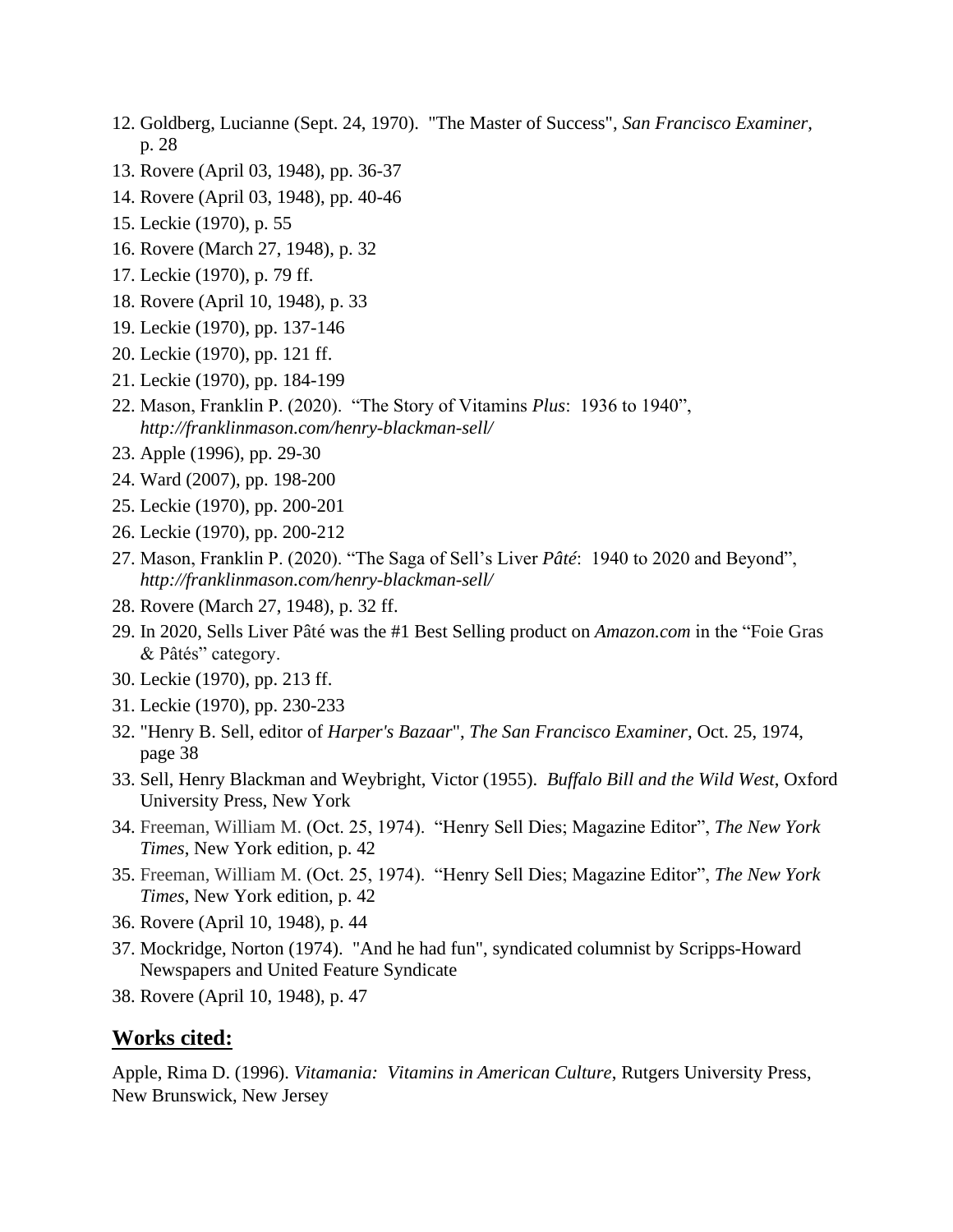12. Goldberg, Lucianne (Sept. 24, 1970). "The Master of Success", *San Francisco Examiner*, p. 28
13. Rovere (April 03, 1948), pp. 36-37
14. Rovere (April 03, 1948), pp. 40-46
15. Leckie (1970), p. 55
16. Rovere (March 27, 1948), p. 32
17. Leckie (1970), p. 79 ff.
18. Rovere (April 10, 1948), p. 33
19. Leckie (1970), pp. 137-146
20. Leckie (1970), pp. 121 ff.
21. Leckie (1970), pp. 184-199
22. Mason, Franklin P. (2020). "The Story of Vitamins *Plus*: 1936 to 1940", *http://franklinmason.com/henry-blackman-sell/*
23. Apple (1996), pp. 29-30
24. Ward (2007), pp. 198-200
25. Leckie (1970), pp. 200-201
26. Leckie (1970), pp. 200-212
27. Mason, Franklin P. (2020). "The Saga of Sell's Liver *Pâté*: 1940 to 2020 and Beyond", *http://franklinmason.com/henry-blackman-sell/*
28. Rovere (March 27, 1948), p. 32 ff.
29. In 2020, Sells Liver Pâté was the #1 Best Selling product on *Amazon.com* in the "Foie Gras & Pâtés" category.
30. Leckie (1970), pp. 213 ff.
31. Leckie (1970), pp. 230-233
32. "Henry B. Sell, editor of *Harper's Bazaar*", *The San Francisco Examiner*, Oct. 25, 1974, page 38
33. Sell, Henry Blackman and Weybright, Victor (1955). *Buffalo Bill and the Wild West*, Oxford University Press, New York
34. Freeman, William M. (Oct. 25, 1974). "Henry Sell Dies; Magazine Editor", *The New York Times*, New York edition, p. 42
35. Freeman, William M. (Oct. 25, 1974). "Henry Sell Dies; Magazine Editor", *The New York Times*, New York edition, p. 42
36. Rovere (April 10, 1948), p. 44
37. Mockridge, Norton (1974). "And he had fun", syndicated columnist by Scripps-Howard Newspapers and United Feature Syndicate
38. Rovere (April 10, 1948), p. 47

## **Works cited:**

Apple, Rima D. (1996). *Vitamania: Vitamins in American Culture*, Rutgers University Press, New Brunswick, New Jersey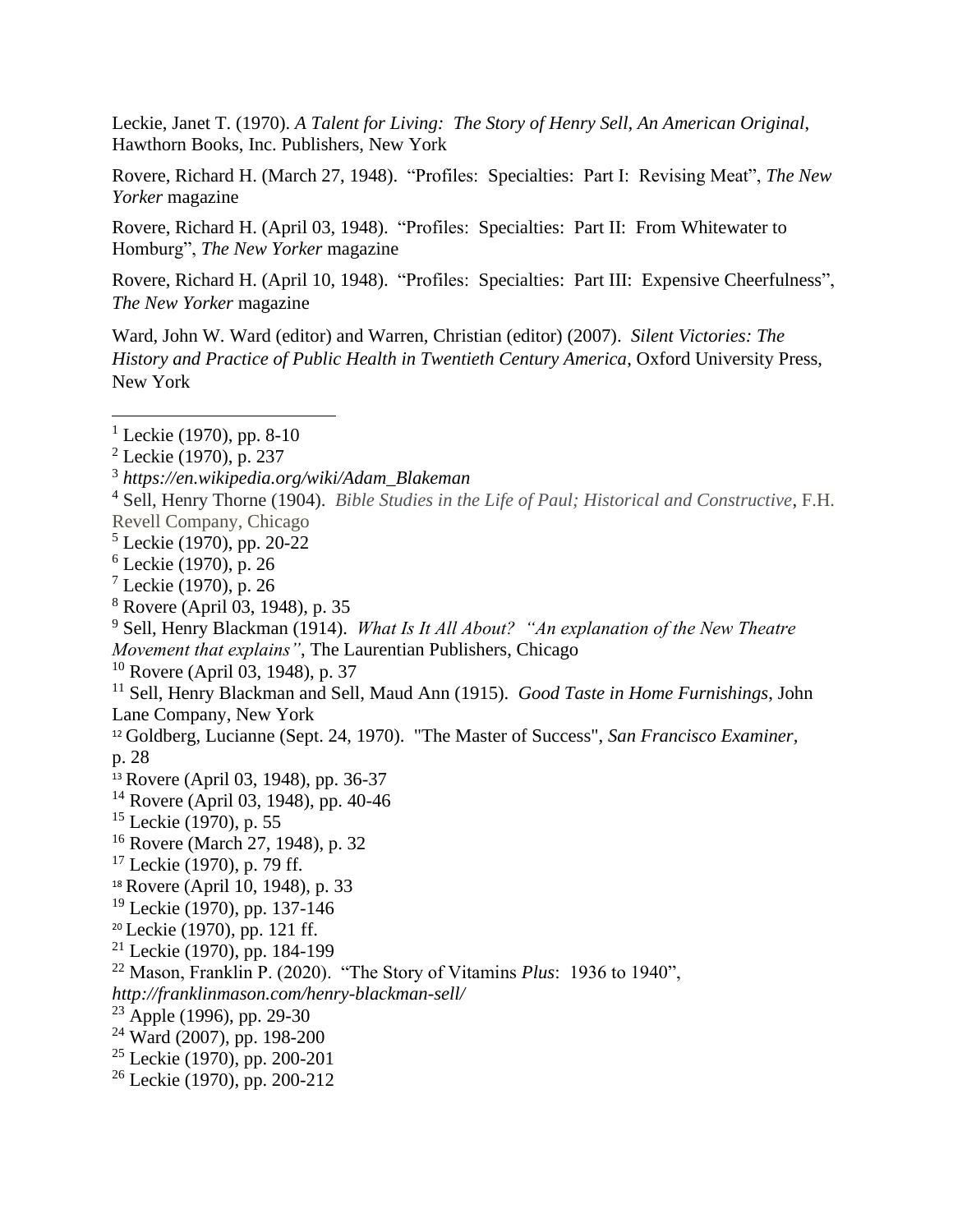Leckie, Janet T. (1970). *A Talent for Living: The Story of Henry Sell, An American Original*, Hawthorn Books, Inc. Publishers, New York

Rovere, Richard H. (March 27, 1948). "Profiles: Specialties: Part I: Revising Meat", *The New Yorker* magazine

Rovere, Richard H. (April 03, 1948). "Profiles: Specialties: Part II: From Whitewater to Homburg", *The New Yorker* magazine

Rovere, Richard H. (April 10, 1948). "Profiles: Specialties: Part III: Expensive Cheerfulness", *The New Yorker* magazine

Ward, John W. Ward (editor) and Warren, Christian (editor) (2007). *Silent Victories: The History and Practice of Public Health in Twentieth Century America*, Oxford University Press, New York

---

[1] Leckie (1970), pp. 8-10

[2] Leckie (1970), p. 237

[3] *https://en.wikipedia.org/wiki/Adam_Blakeman*

[4] Sell, Henry Thorne (1904). *Bible Studies in the Life of Paul; Historical and Constructive*, F.H. Revell Company, Chicago

[5] Leckie (1970), pp. 20-22

[6] Leckie (1970), p. 26

[7] Leckie (1970), p. 26

[8] Rovere (April 03, 1948), p. 35

[9] Sell, Henry Blackman (1914). *What Is It All About? "An explanation of the New Theatre Movement that explains"*, The Laurentian Publishers, Chicago

[10] Rovere (April 03, 1948), p. 37

[11] Sell, Henry Blackman and Sell, Maud Ann (1915). *Good Taste in Home Furnishings*, John Lane Company, New York

[12] Goldberg, Lucianne (Sept. 24, 1970). "The Master of Success", *San Francisco Examiner*, p. 28

[13] Rovere (April 03, 1948), pp. 36-37

[14] Rovere (April 03, 1948), pp. 40-46

[15] Leckie (1970), p. 55

[16] Rovere (March 27, 1948), p. 32

[17] Leckie (1970), p. 79 ff.

[18] Rovere (April 10, 1948), p. 33

[19] Leckie (1970), pp. 137-146

[20] Leckie (1970), pp. 121 ff.

[21] Leckie (1970), pp. 184-199

[22] Mason, Franklin P. (2020). "The Story of Vitamins *Plus*: 1936 to 1940", *http://franklinmason.com/henry-blackman-sell/*

[23] Apple (1996), pp. 29-30

[24] Ward (2007), pp. 198-200

[25] Leckie (1970), pp. 200-201

[26] Leckie (1970), pp. 200-212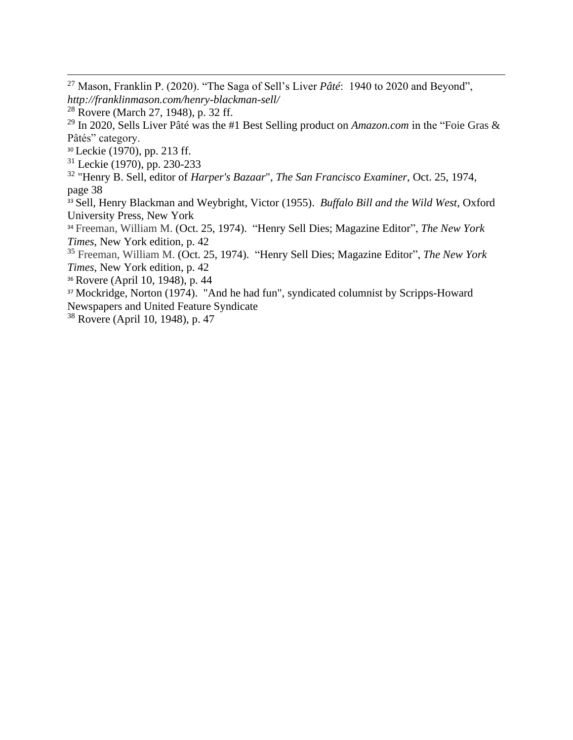---

[27] Mason, Franklin P. (2020). "The Saga of Sell's Liver *Pâté*: 1940 to 2020 and Beyond", *http://franklinmason.com/henry-blackman-sell/*

[28] Rovere (March 27, 1948), p. 32 ff.

[29] In 2020, Sells Liver Pâté was the #1 Best Selling product on *Amazon.com* in the "Foie Gras & Pâtés" category.

[30] Leckie (1970), pp. 213 ff.

[31] Leckie (1970), pp. 230-233

[32] "Henry B. Sell, editor of *Harper's Bazaar*", *The San Francisco Examiner*, Oct. 25, 1974, page 38

[33] Sell, Henry Blackman and Weybright, Victor (1955). *Buffalo Bill and the Wild West*, Oxford University Press, New York

[34] Freeman, William M. (Oct. 25, 1974). "Henry Sell Dies; Magazine Editor", *The New York Times*, New York edition, p. 42

[35] Freeman, William M. (Oct. 25, 1974). "Henry Sell Dies; Magazine Editor", *The New York Times*, New York edition, p. 42

[36] Rovere (April 10, 1948), p. 44

[37] Mockridge, Norton (1974). "And he had fun", syndicated columnist by Scripps-Howard Newspapers and United Feature Syndicate

[38] Rovere (April 10, 1948), p. 47